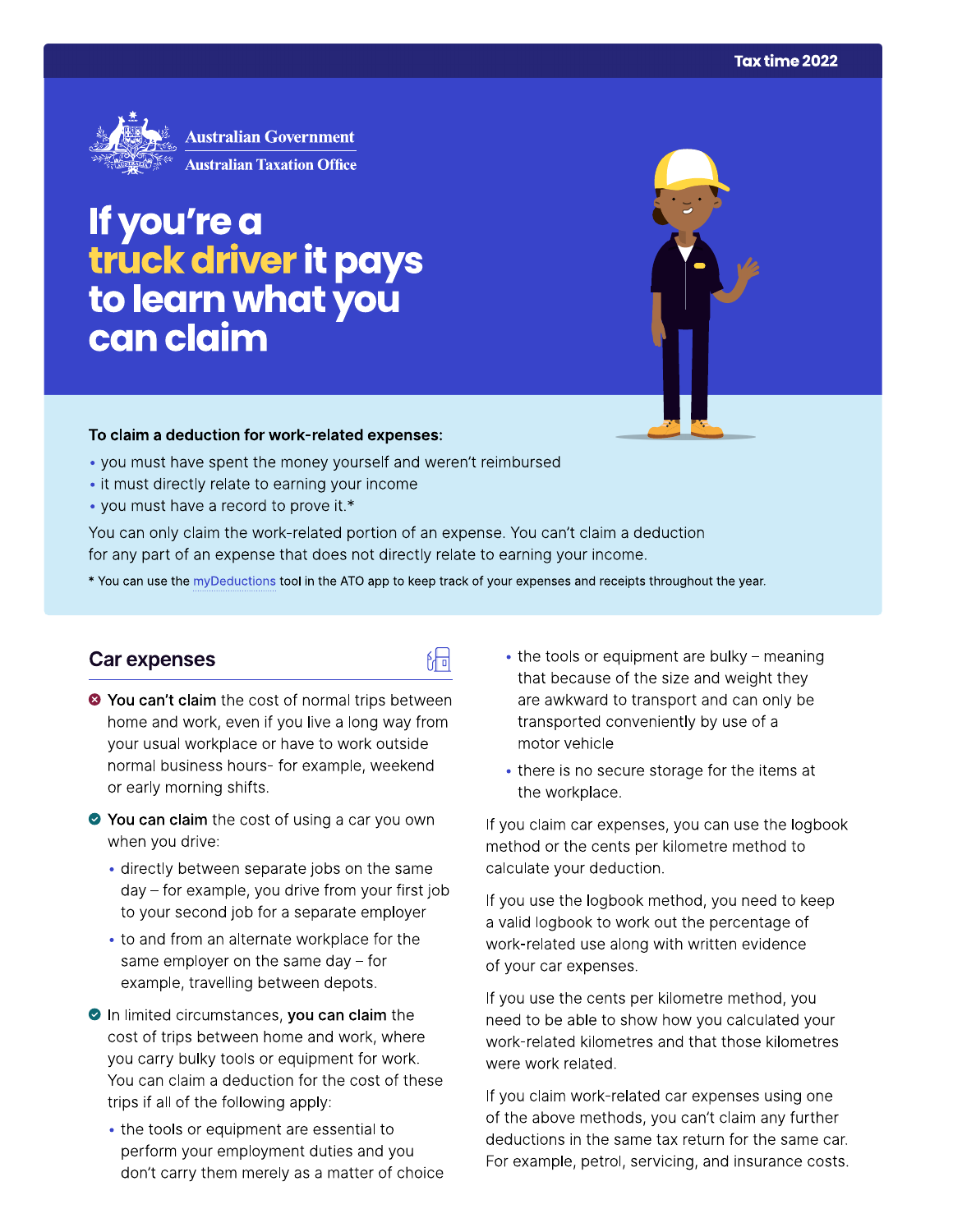Tax time 2022

Australian Government
Australian Taxation Office

# If you're a truck driver it pays to learn what you can claim

**To claim a deduction for work-related expenses:**

- you must have spent the money yourself and weren't reimbursed
- it must directly relate to earning your income
- you must have a record to prove it.*

You can only claim the work-related portion of an expense. You can't claim a deduction for any part of an expense that does not directly relate to earning your income.

* You can use the myDeductions tool in the ATO app to keep track of your expenses and receipts throughout the year.

## Car expenses

**You can't claim** the cost of normal trips between home and work, even if you live a long way from your usual workplace or have to work outside normal business hours- for example, weekend or early morning shifts.

**You can claim** the cost of using a car you own when you drive:

- directly between separate jobs on the same day – for example, you drive from your first job to your second job for a separate employer
- to and from an alternate workplace for the same employer on the same day – for example, travelling between depots.

In limited circumstances, **you can claim** the cost of trips between home and work, where you carry bulky tools or equipment for work. You can claim a deduction for the cost of these trips if all of the following apply:

- the tools or equipment are essential to perform your employment duties and you don't carry them merely as a matter of choice
- the tools or equipment are bulky – meaning that because of the size and weight they are awkward to transport and can only be transported conveniently by use of a motor vehicle
- there is no secure storage for the items at the workplace.

If you claim car expenses, you can use the logbook method or the cents per kilometre method to calculate your deduction.

If you use the logbook method, you need to keep a valid logbook to work out the percentage of work-related use along with written evidence of your car expenses.

If you use the cents per kilometre method, you need to be able to show how you calculated your work-related kilometres and that those kilometres were work related.

If you claim work-related car expenses using one of the above methods, you can't claim any further deductions in the same tax return for the same car. For example, petrol, servicing, and insurance costs.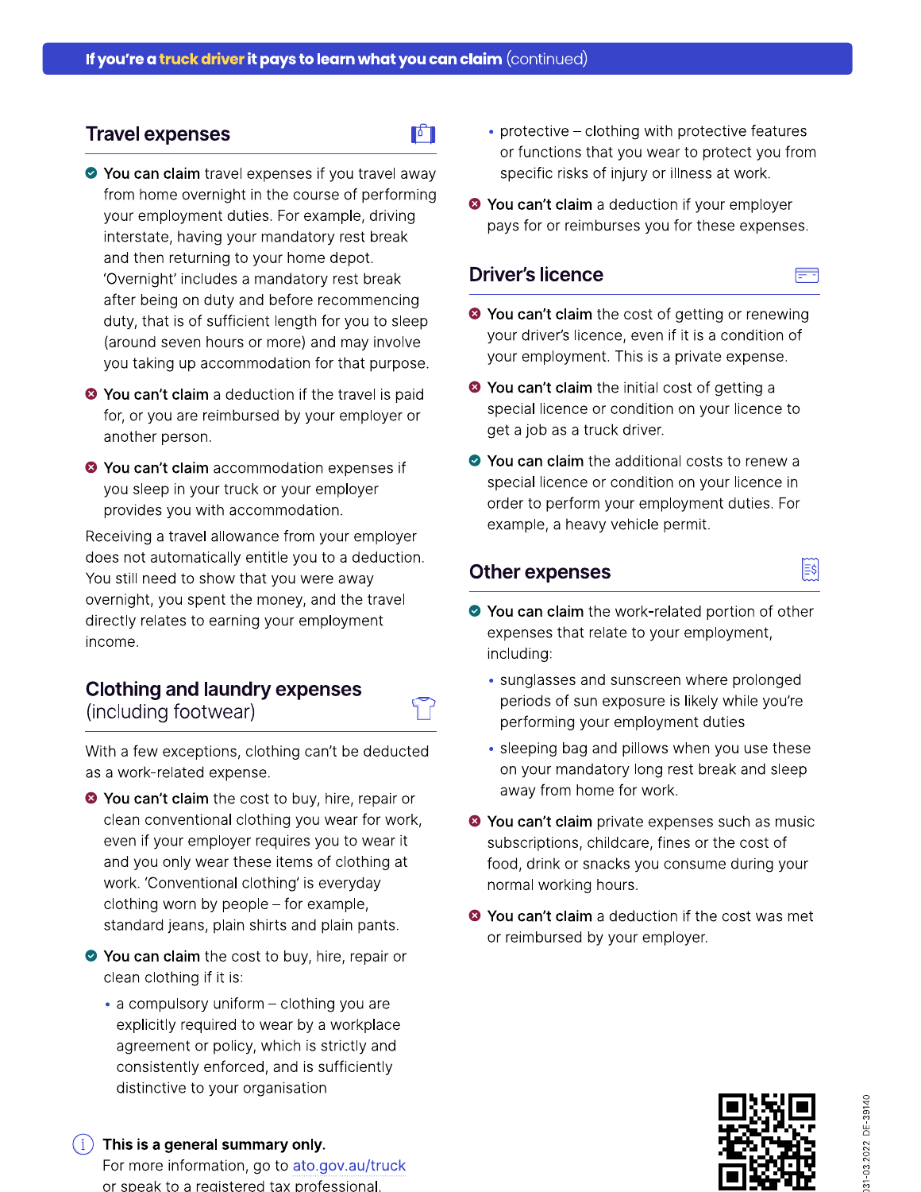**If you're a truck driver it pays to learn what you can claim** (continued)

## Travel expenses

- **You can claim** travel expenses if you travel away from home overnight in the course of performing your employment duties. For example, driving interstate, having your mandatory rest break and then returning to your home depot. 'Overnight' includes a mandatory rest break after being on duty and before recommencing duty, that is of sufficient length for you to sleep (around seven hours or more) and may involve you taking up accommodation for that purpose.
- **You can't claim** a deduction if the travel is paid for, or you are reimbursed by your employer or another person.
- **You can't claim** accommodation expenses if you sleep in your truck or your employer provides you with accommodation.

Receiving a travel allowance from your employer does not automatically entitle you to a deduction. You still need to show that you were away overnight, you spent the money, and the travel directly relates to earning your employment income.

## Clothing and laundry expenses (including footwear)

With a few exceptions, clothing can't be deducted as a work-related expense.

- **You can't claim** the cost to buy, hire, repair or clean conventional clothing you wear for work, even if your employer requires you to wear it and you only wear these items of clothing at work. 'Conventional clothing' is everyday clothing worn by people – for example, standard jeans, plain shirts and plain pants.
- **You can claim** the cost to buy, hire, repair or clean clothing if it is:
  - a compulsory uniform – clothing you are explicitly required to wear by a workplace agreement or policy, which is strictly and consistently enforced, and is sufficiently distinctive to your organisation
  - protective – clothing with protective features or functions that you wear to protect you from specific risks of injury or illness at work.
- **You can't claim** a deduction if your employer pays for or reimburses you for these expenses.

## Driver's licence

- **You can't claim** the cost of getting or renewing your driver's licence, even if it is a condition of your employment. This is a private expense.
- **You can't claim** the initial cost of getting a special licence or condition on your licence to get a job as a truck driver.
- **You can claim** the additional costs to renew a special licence or condition on your licence in order to perform your employment duties. For example, a heavy vehicle permit.

## Other expenses

- **You can claim** the work-related portion of other expenses that relate to your employment, including:
  - sunglasses and sunscreen where prolonged periods of sun exposure is likely while you're performing your employment duties
  - sleeping bag and pillows when you use these on your mandatory long rest break and sleep away from home for work.
- **You can't claim** private expenses such as music subscriptions, childcare, fines or the cost of food, drink or snacks you consume during your normal working hours.
- **You can't claim** a deduction if the cost was met or reimbursed by your employer.

**This is a general summary only.**
For more information, go to ato.gov.au/truck or speak to a registered tax professional.